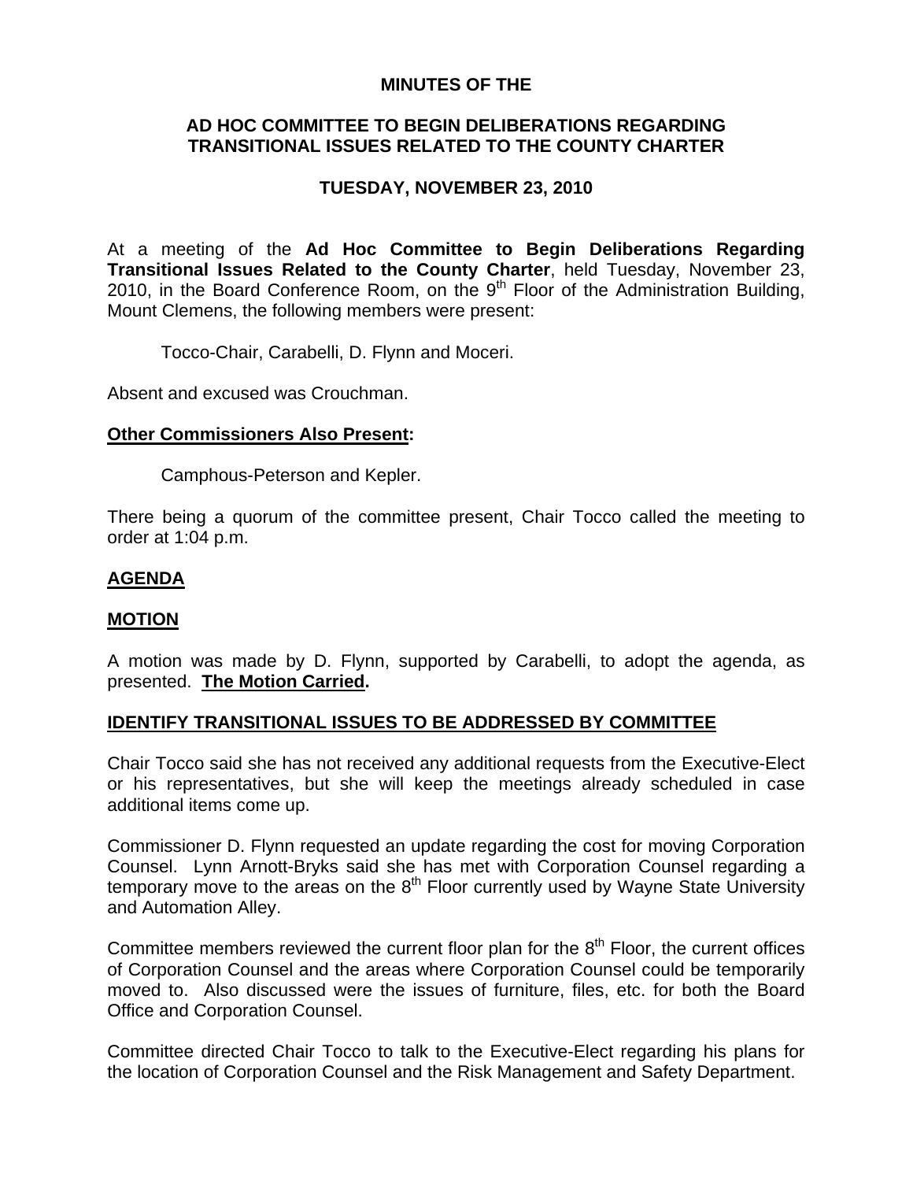**MINUTES OF THE**

**AD HOC COMMITTEE TO BEGIN DELIBERATIONS REGARDING TRANSITIONAL ISSUES RELATED TO THE COUNTY CHARTER**

**TUESDAY, NOVEMBER 23, 2010**

At a meeting of the **Ad Hoc Committee to Begin Deliberations Regarding Transitional Issues Related to the County Charter**, held Tuesday, November 23, 2010, in the Board Conference Room, on the 9th Floor of the Administration Building, Mount Clemens, the following members were present:

Tocco-Chair, Carabelli, D. Flynn and Moceri.

Absent and excused was Crouchman.

**Other Commissioners Also Present:**

Camphous-Peterson and Kepler.

There being a quorum of the committee present, Chair Tocco called the meeting to order at 1:04 p.m.

## AGENDA

## MOTION

A motion was made by D. Flynn, supported by Carabelli, to adopt the agenda, as presented. **The Motion Carried.**

## IDENTIFY TRANSITIONAL ISSUES TO BE ADDRESSED BY COMMITTEE

Chair Tocco said she has not received any additional requests from the Executive-Elect or his representatives, but she will keep the meetings already scheduled in case additional items come up.

Commissioner D. Flynn requested an update regarding the cost for moving Corporation Counsel. Lynn Arnott-Bryks said she has met with Corporation Counsel regarding a temporary move to the areas on the 8th Floor currently used by Wayne State University and Automation Alley.

Committee members reviewed the current floor plan for the 8th Floor, the current offices of Corporation Counsel and the areas where Corporation Counsel could be temporarily moved to. Also discussed were the issues of furniture, files, etc. for both the Board Office and Corporation Counsel.

Committee directed Chair Tocco to talk to the Executive-Elect regarding his plans for the location of Corporation Counsel and the Risk Management and Safety Department.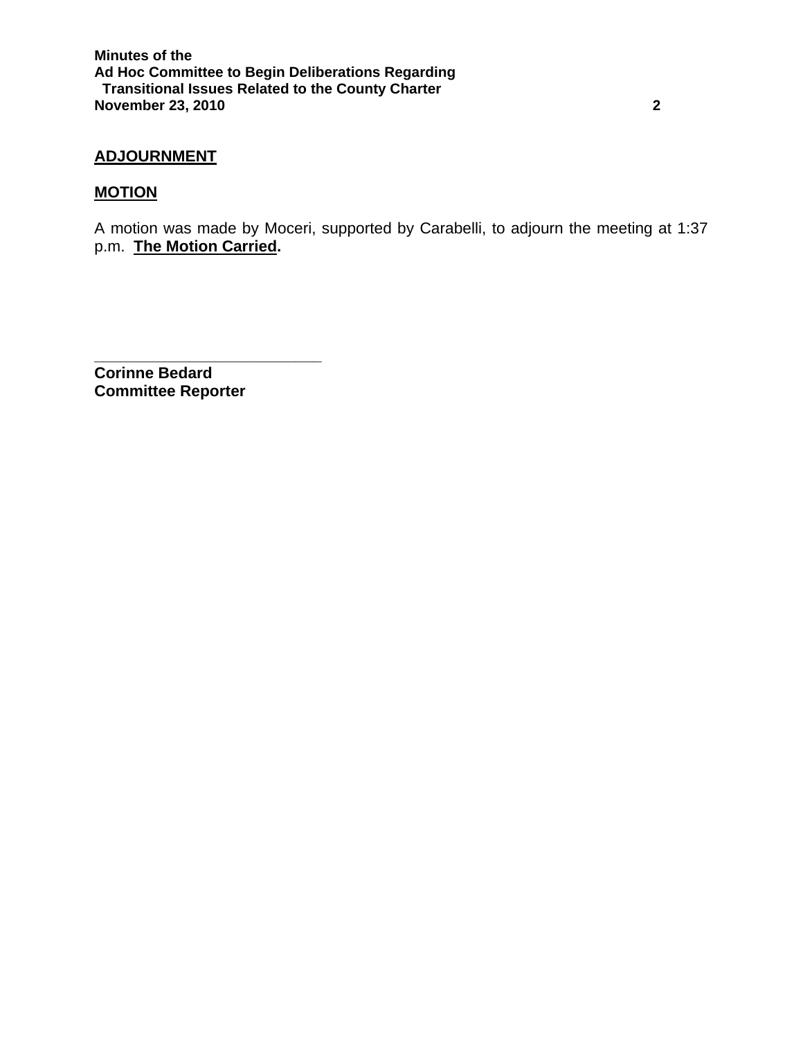## ADJOURNMENT

## MOTION

A motion was made by Moceri, supported by Carabelli, to adjourn the meeting at 1:37 p.m. **The Motion Carried.**

\_\_\_\_\_\_\_\_\_\_\_\_\_\_\_\_\_\_\_\_\_\_\_\_\_\_\_\_

**Corinne Bedard**
**Committee Reporter**